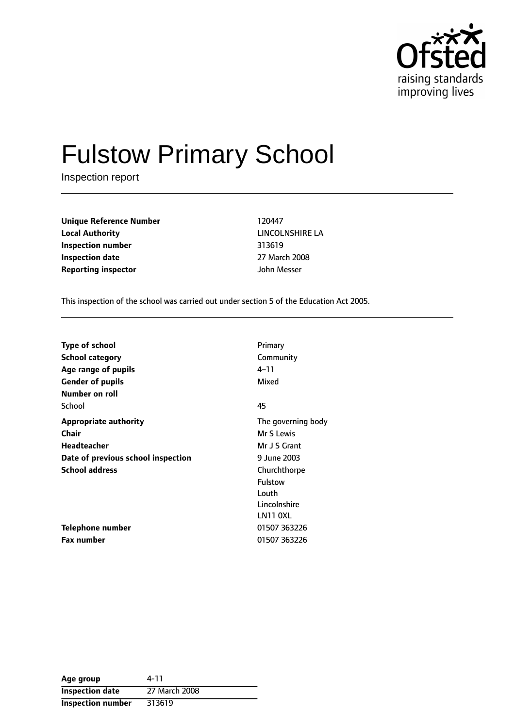# Fulstow Primary School

Inspection report

| | |
|---|---|
| **Unique Reference Number** | 120447 |
| **Local Authority** | LINCOLNSHIRE LA |
| **Inspection number** | 313619 |
| **Inspection date** | 27 March 2008 |
| **Reporting inspector** | John Messer |

This inspection of the school was carried out under section 5 of the Education Act 2005.

| | |
|---|---|
| **Type of school** | Primary |
| **School category** | Community |
| **Age range of pupils** | 4–11 |
| **Gender of pupils** | Mixed |
| **Number on roll** | |
| School | 45 |
| **Appropriate authority** | The governing body |
| **Chair** | Mr S Lewis |
| **Headteacher** | Mr J S Grant |
| **Date of previous school inspection** | 9 June 2003 |
| **School address** | Churchthorpe<br>Fulstow<br>Louth<br>Lincolnshire<br>LN11 0XL |
| **Telephone number** | 01507 363226 |
| **Fax number** | 01507 363226 |

| | |
|---|---|
| **Age group** | 4-11 |
| **Inspection date** | 27 March 2008 |
| **Inspection number** | 313619 |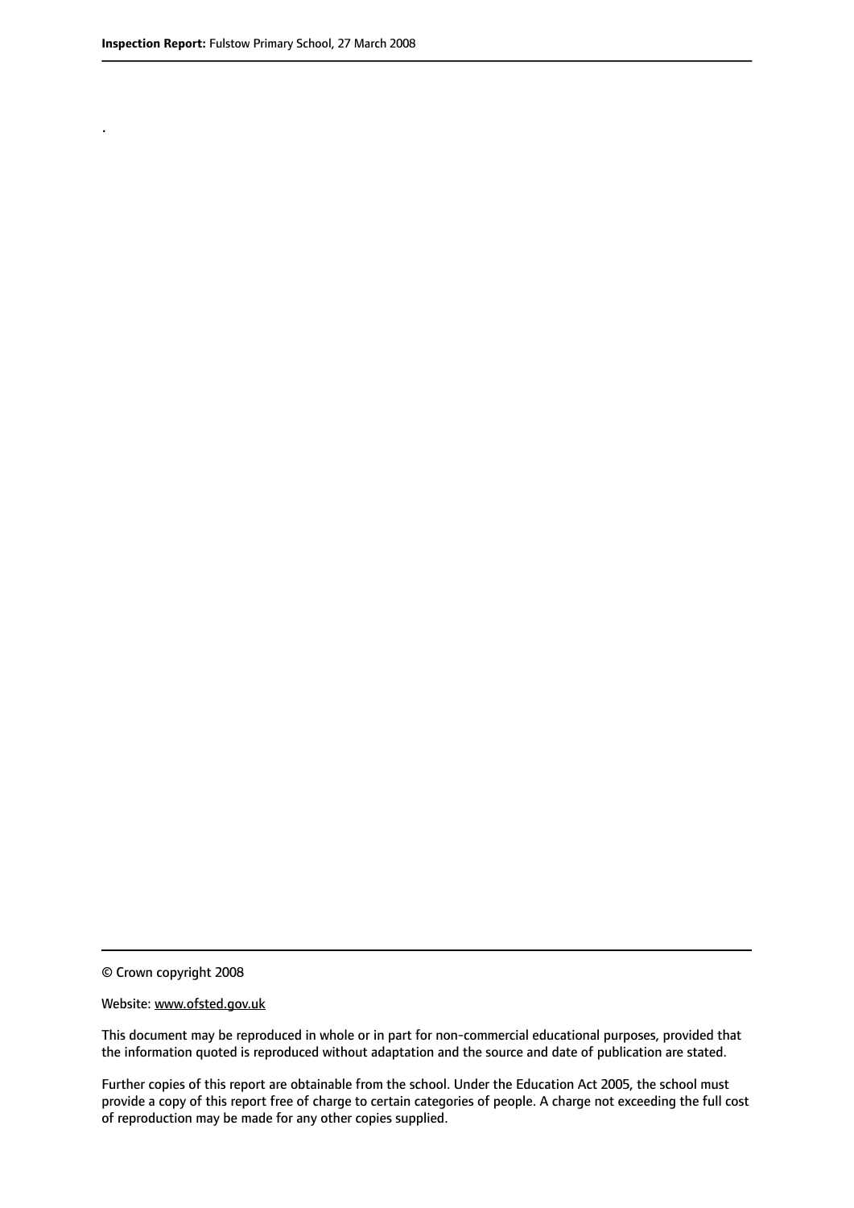.

© Crown copyright 2008

Website: www.ofsted.gov.uk

This document may be reproduced in whole or in part for non-commercial educational purposes, provided that the information quoted is reproduced without adaptation and the source and date of publication are stated.

Further copies of this report are obtainable from the school. Under the Education Act 2005, the school must provide a copy of this report free of charge to certain categories of people. A charge not exceeding the full cost of reproduction may be made for any other copies supplied.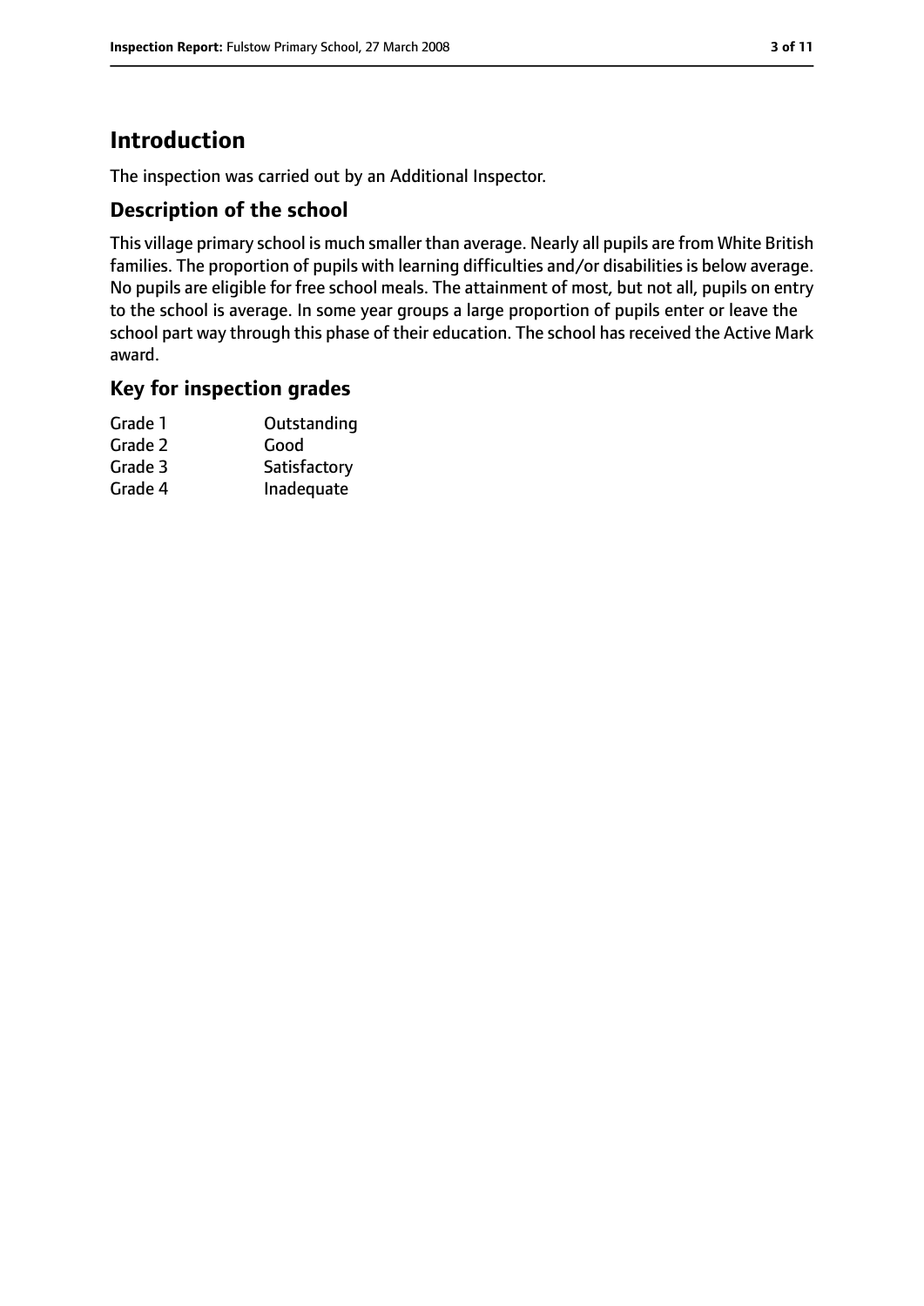# Introduction

The inspection was carried out by an Additional Inspector.

## Description of the school

This village primary school is much smaller than average. Nearly all pupils are from White British families. The proportion of pupils with learning difficulties and/or disabilities is below average. No pupils are eligible for free school meals. The attainment of most, but not all, pupils on entry to the school is average. In some year groups a large proportion of pupils enter or leave the school part way through this phase of their education. The school has received the Active Mark award.

## Key for inspection grades

| | |
|---|---|
| Grade 1 | Outstanding |
| Grade 2 | Good |
| Grade 3 | Satisfactory |
| Grade 4 | Inadequate |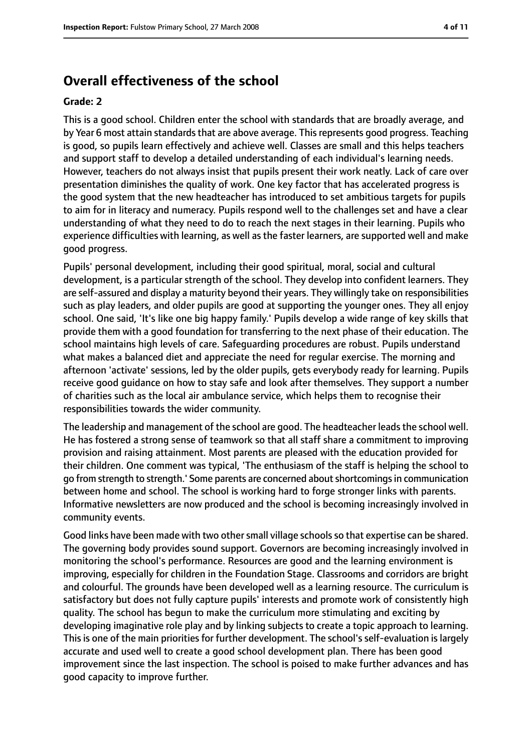## Overall effectiveness of the school

**Grade: 2**

This is a good school. Children enter the school with standards that are broadly average, and by Year 6 most attain standards that are above average. This represents good progress. Teaching is good, so pupils learn effectively and achieve well. Classes are small and this helps teachers and support staff to develop a detailed understanding of each individual's learning needs. However, teachers do not always insist that pupils present their work neatly. Lack of care over presentation diminishes the quality of work. One key factor that has accelerated progress is the good system that the new headteacher has introduced to set ambitious targets for pupils to aim for in literacy and numeracy. Pupils respond well to the challenges set and have a clear understanding of what they need to do to reach the next stages in their learning. Pupils who experience difficulties with learning, as well as the faster learners, are supported well and make good progress.

Pupils' personal development, including their good spiritual, moral, social and cultural development, is a particular strength of the school. They develop into confident learners. They are self-assured and display a maturity beyond their years. They willingly take on responsibilities such as play leaders, and older pupils are good at supporting the younger ones. They all enjoy school. One said, 'It's like one big happy family.' Pupils develop a wide range of key skills that provide them with a good foundation for transferring to the next phase of their education. The school maintains high levels of care. Safeguarding procedures are robust. Pupils understand what makes a balanced diet and appreciate the need for regular exercise. The morning and afternoon 'activate' sessions, led by the older pupils, gets everybody ready for learning. Pupils receive good guidance on how to stay safe and look after themselves. They support a number of charities such as the local air ambulance service, which helps them to recognise their responsibilities towards the wider community.

The leadership and management of the school are good. The headteacher leads the school well. He has fostered a strong sense of teamwork so that all staff share a commitment to improving provision and raising attainment. Most parents are pleased with the education provided for their children. One comment was typical, 'The enthusiasm of the staff is helping the school to go from strength to strength.' Some parents are concerned about shortcomings in communication between home and school. The school is working hard to forge stronger links with parents. Informative newsletters are now produced and the school is becoming increasingly involved in community events.

Good links have been made with two other small village schools so that expertise can be shared. The governing body provides sound support. Governors are becoming increasingly involved in monitoring the school's performance. Resources are good and the learning environment is improving, especially for children in the Foundation Stage. Classrooms and corridors are bright and colourful. The grounds have been developed well as a learning resource. The curriculum is satisfactory but does not fully capture pupils' interests and promote work of consistently high quality. The school has begun to make the curriculum more stimulating and exciting by developing imaginative role play and by linking subjects to create a topic approach to learning. This is one of the main priorities for further development. The school's self-evaluation is largely accurate and used well to create a good school development plan. There has been good improvement since the last inspection. The school is poised to make further advances and has good capacity to improve further.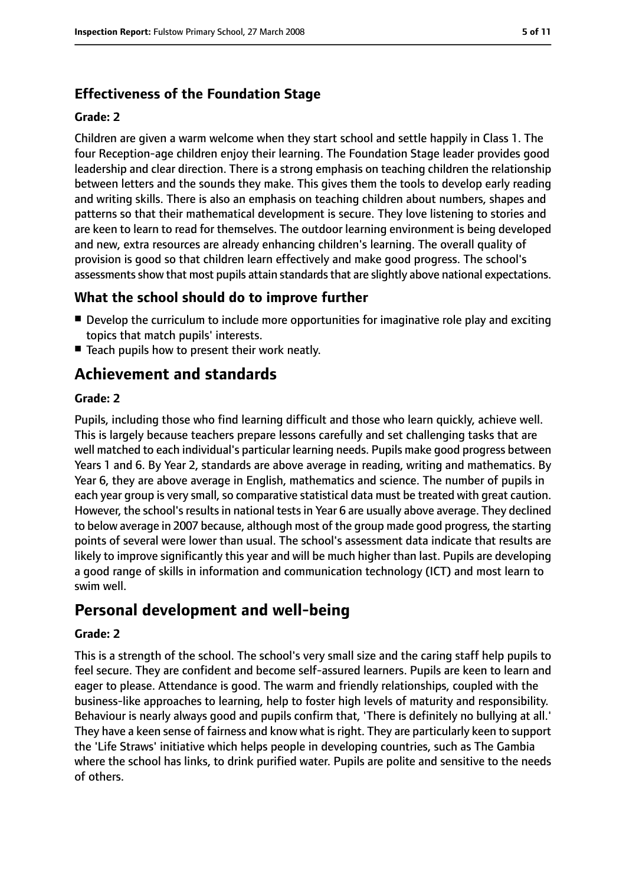### Effectiveness of the Foundation Stage

#### Grade: 2

Children are given a warm welcome when they start school and settle happily in Class 1. The four Reception-age children enjoy their learning. The Foundation Stage leader provides good leadership and clear direction. There is a strong emphasis on teaching children the relationship between letters and the sounds they make. This gives them the tools to develop early reading and writing skills. There is also an emphasis on teaching children about numbers, shapes and patterns so that their mathematical development is secure. They love listening to stories and are keen to learn to read for themselves. The outdoor learning environment is being developed and new, extra resources are already enhancing children's learning. The overall quality of provision is good so that children learn effectively and make good progress. The school's assessments show that most pupils attain standards that are slightly above national expectations.

### What the school should do to improve further

- Develop the curriculum to include more opportunities for imaginative role play and exciting topics that match pupils' interests.
- Teach pupils how to present their work neatly.

## Achievement and standards

#### Grade: 2

Pupils, including those who find learning difficult and those who learn quickly, achieve well. This is largely because teachers prepare lessons carefully and set challenging tasks that are well matched to each individual's particular learning needs. Pupils make good progress between Years 1 and 6. By Year 2, standards are above average in reading, writing and mathematics. By Year 6, they are above average in English, mathematics and science. The number of pupils in each year group is very small, so comparative statistical data must be treated with great caution. However, the school's results in national tests in Year 6 are usually above average. They declined to below average in 2007 because, although most of the group made good progress, the starting points of several were lower than usual. The school's assessment data indicate that results are likely to improve significantly this year and will be much higher than last. Pupils are developing a good range of skills in information and communication technology (ICT) and most learn to swim well.

## Personal development and well-being

#### Grade: 2

This is a strength of the school. The school's very small size and the caring staff help pupils to feel secure. They are confident and become self-assured learners. Pupils are keen to learn and eager to please. Attendance is good. The warm and friendly relationships, coupled with the business-like approaches to learning, help to foster high levels of maturity and responsibility. Behaviour is nearly always good and pupils confirm that, 'There is definitely no bullying at all.' They have a keen sense of fairness and know what is right. They are particularly keen to support the 'Life Straws' initiative which helps people in developing countries, such as The Gambia where the school has links, to drink purified water. Pupils are polite and sensitive to the needs of others.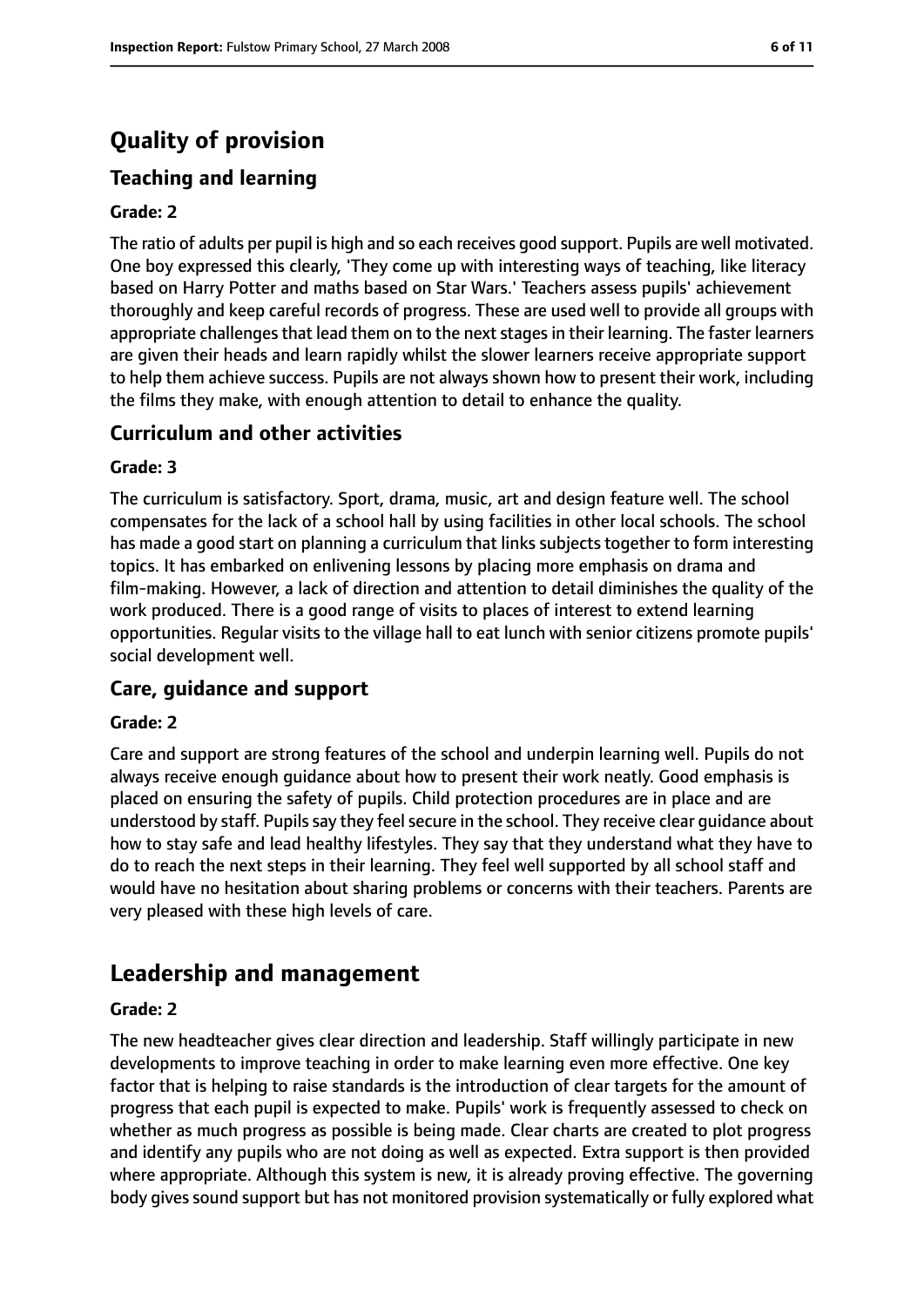# Quality of provision

## Teaching and learning

**Grade: 2**

The ratio of adults per pupil is high and so each receives good support. Pupils are well motivated. One boy expressed this clearly, 'They come up with interesting ways of teaching, like literacy based on Harry Potter and maths based on Star Wars.' Teachers assess pupils' achievement thoroughly and keep careful records of progress. These are used well to provide all groups with appropriate challenges that lead them on to the next stages in their learning. The faster learners are given their heads and learn rapidly whilst the slower learners receive appropriate support to help them achieve success. Pupils are not always shown how to present their work, including the films they make, with enough attention to detail to enhance the quality.

## Curriculum and other activities

**Grade: 3**

The curriculum is satisfactory. Sport, drama, music, art and design feature well. The school compensates for the lack of a school hall by using facilities in other local schools. The school has made a good start on planning a curriculum that links subjects together to form interesting topics. It has embarked on enlivening lessons by placing more emphasis on drama and film-making. However, a lack of direction and attention to detail diminishes the quality of the work produced. There is a good range of visits to places of interest to extend learning opportunities. Regular visits to the village hall to eat lunch with senior citizens promote pupils' social development well.

## Care, guidance and support

**Grade: 2**

Care and support are strong features of the school and underpin learning well. Pupils do not always receive enough guidance about how to present their work neatly. Good emphasis is placed on ensuring the safety of pupils. Child protection procedures are in place and are understood by staff. Pupils say they feel secure in the school. They receive clear guidance about how to stay safe and lead healthy lifestyles. They say that they understand what they have to do to reach the next steps in their learning. They feel well supported by all school staff and would have no hesitation about sharing problems or concerns with their teachers. Parents are very pleased with these high levels of care.

# Leadership and management

**Grade: 2**

The new headteacher gives clear direction and leadership. Staff willingly participate in new developments to improve teaching in order to make learning even more effective. One key factor that is helping to raise standards is the introduction of clear targets for the amount of progress that each pupil is expected to make. Pupils' work is frequently assessed to check on whether as much progress as possible is being made. Clear charts are created to plot progress and identify any pupils who are not doing as well as expected. Extra support is then provided where appropriate. Although this system is new, it is already proving effective. The governing body gives sound support but has not monitored provision systematically or fully explored what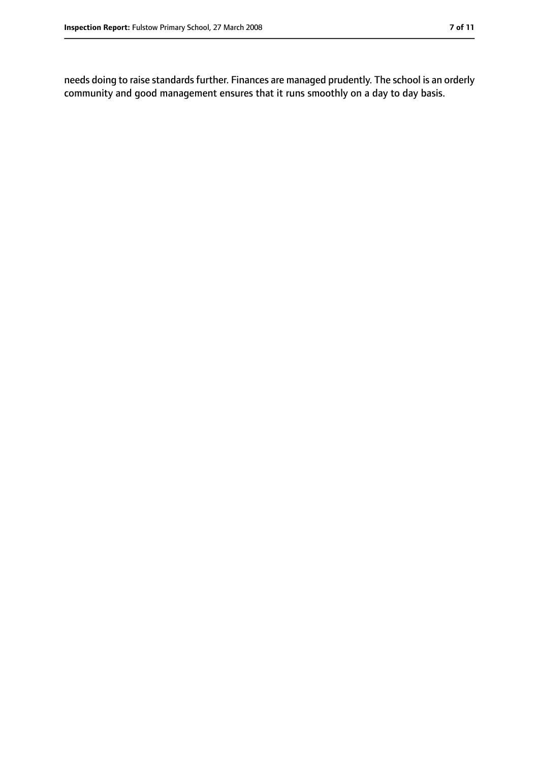needs doing to raise standards further. Finances are managed prudently. The school is an orderly community and good management ensures that it runs smoothly on a day to day basis.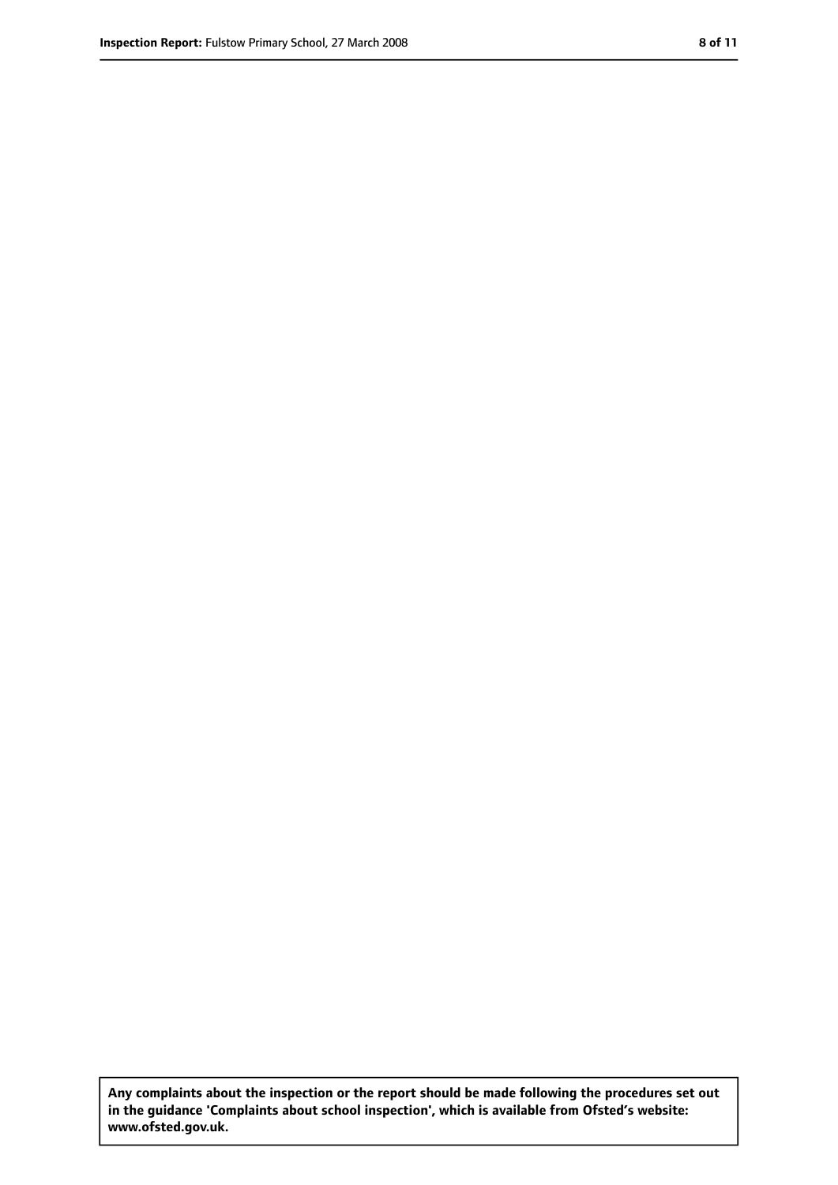**Any complaints about the inspection or the report should be made following the procedures set out in the guidance 'Complaints about school inspection', which is available from Ofsted's website: www.ofsted.gov.uk.**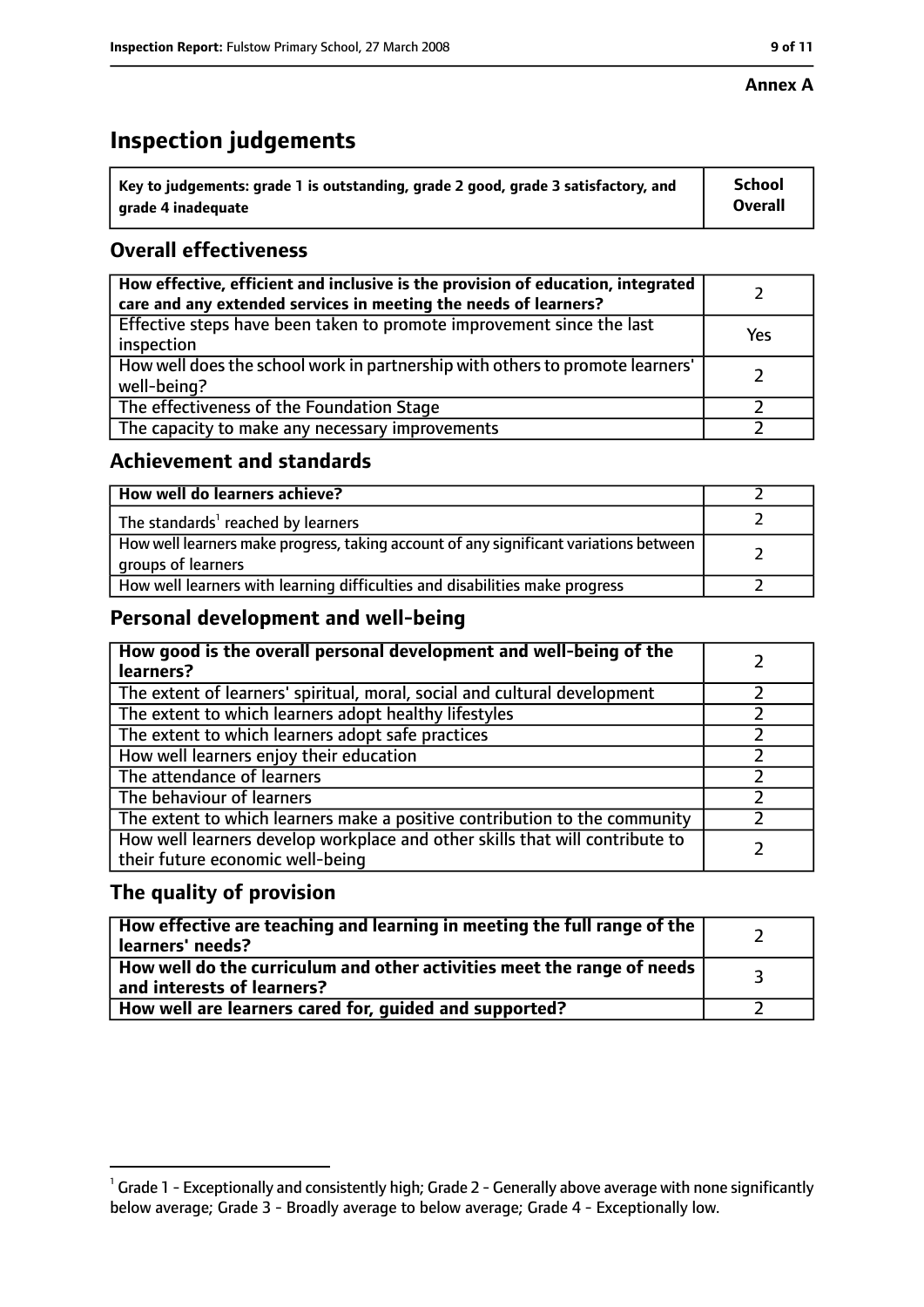**Annex A**

# Inspection judgements

| Key to judgements: grade 1 is outstanding, grade 2 good, grade 3 satisfactory, and grade 4 inadequate | School Overall |
|---|---|

## Overall effectiveness

| | |
|---|---|
| How effective, efficient and inclusive is the provision of education, integrated care and any extended services in meeting the needs of learners? | 2 |
| Effective steps have been taken to promote improvement since the last inspection | Yes |
| How well does the school work in partnership with others to promote learners' well-being? | 2 |
| The effectiveness of the Foundation Stage | 2 |
| The capacity to make any necessary improvements | 2 |

## Achievement and standards

| | |
|---|---|
| How well do learners achieve? | 2 |
| The standards[1] reached by learners | 2 |
| How well learners make progress, taking account of any significant variations between groups of learners | 2 |
| How well learners with learning difficulties and disabilities make progress | 2 |

## Personal development and well-being

| | |
|---|---|
| How good is the overall personal development and well-being of the learners? | 2 |
| The extent of learners' spiritual, moral, social and cultural development | 2 |
| The extent to which learners adopt healthy lifestyles | 2 |
| The extent to which learners adopt safe practices | 2 |
| How well learners enjoy their education | 2 |
| The attendance of learners | 2 |
| The behaviour of learners | 2 |
| The extent to which learners make a positive contribution to the community | 2 |
| How well learners develop workplace and other skills that will contribute to their future economic well-being | 2 |

## The quality of provision

| | |
|---|---|
| How effective are teaching and learning in meeting the full range of the learners' needs? | 2 |
| How well do the curriculum and other activities meet the range of needs and interests of learners? | 3 |
| How well are learners cared for, guided and supported? | 2 |

[1] Grade 1 - Exceptionally and consistently high; Grade 2 - Generally above average with none significantly below average; Grade 3 - Broadly average to below average; Grade 4 - Exceptionally low.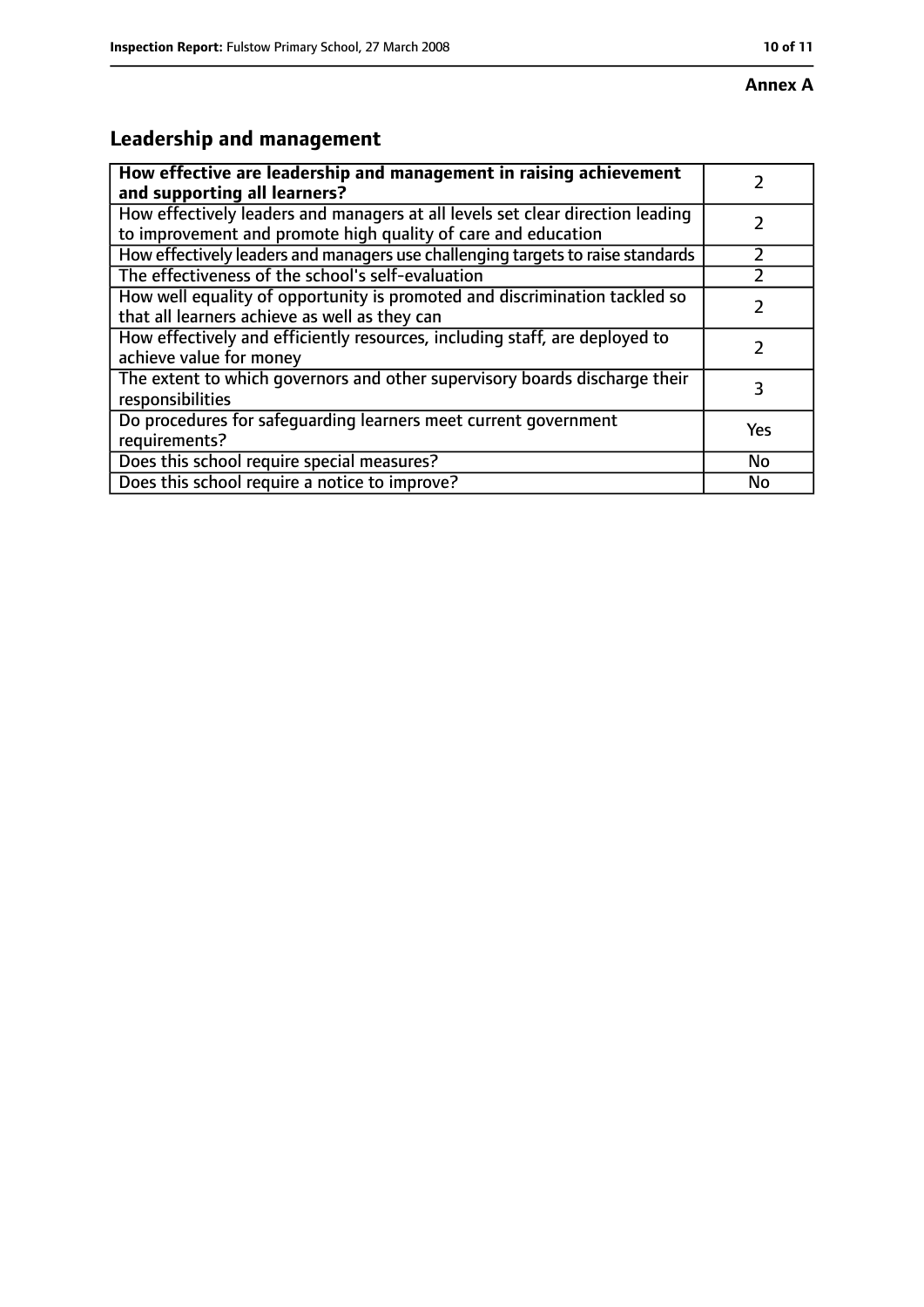**Annex A**

## Leadership and management

| **How effective are leadership and management in raising achievement and supporting all learners?** | 2 |
|---|---|
| How effectively leaders and managers at all levels set clear direction leading to improvement and promote high quality of care and education | 2 |
| How effectively leaders and managers use challenging targets to raise standards | 2 |
| The effectiveness of the school's self-evaluation | 2 |
| How well equality of opportunity is promoted and discrimination tackled so that all learners achieve as well as they can | 2 |
| How effectively and efficiently resources, including staff, are deployed to achieve value for money | 2 |
| The extent to which governors and other supervisory boards discharge their responsibilities | 3 |
| Do procedures for safeguarding learners meet current government requirements? | Yes |
| Does this school require special measures? | No |
| Does this school require a notice to improve? | No |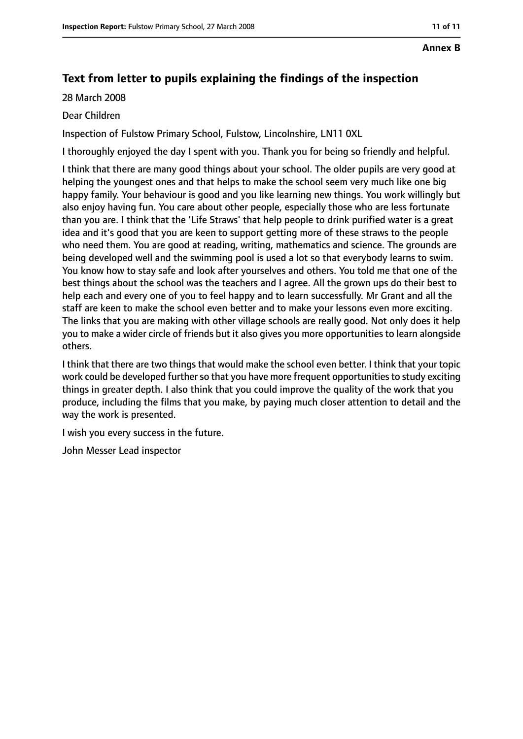**Annex B**

## Text from letter to pupils explaining the findings of the inspection

28 March 2008

Dear Children

Inspection of Fulstow Primary School, Fulstow, Lincolnshire, LN11 0XL

I thoroughly enjoyed the day I spent with you. Thank you for being so friendly and helpful.

I think that there are many good things about your school. The older pupils are very good at helping the youngest ones and that helps to make the school seem very much like one big happy family. Your behaviour is good and you like learning new things. You work willingly but also enjoy having fun. You care about other people, especially those who are less fortunate than you are. I think that the 'Life Straws' that help people to drink purified water is a great idea and it's good that you are keen to support getting more of these straws to the people who need them. You are good at reading, writing, mathematics and science. The grounds are being developed well and the swimming pool is used a lot so that everybody learns to swim. You know how to stay safe and look after yourselves and others. You told me that one of the best things about the school was the teachers and I agree. All the grown ups do their best to help each and every one of you to feel happy and to learn successfully. Mr Grant and all the staff are keen to make the school even better and to make your lessons even more exciting. The links that you are making with other village schools are really good. Not only does it help you to make a wider circle of friends but it also gives you more opportunities to learn alongside others.

I think that there are two things that would make the school even better. I think that your topic work could be developed further so that you have more frequent opportunities to study exciting things in greater depth. I also think that you could improve the quality of the work that you produce, including the films that you make, by paying much closer attention to detail and the way the work is presented.

I wish you every success in the future.

John Messer Lead inspector